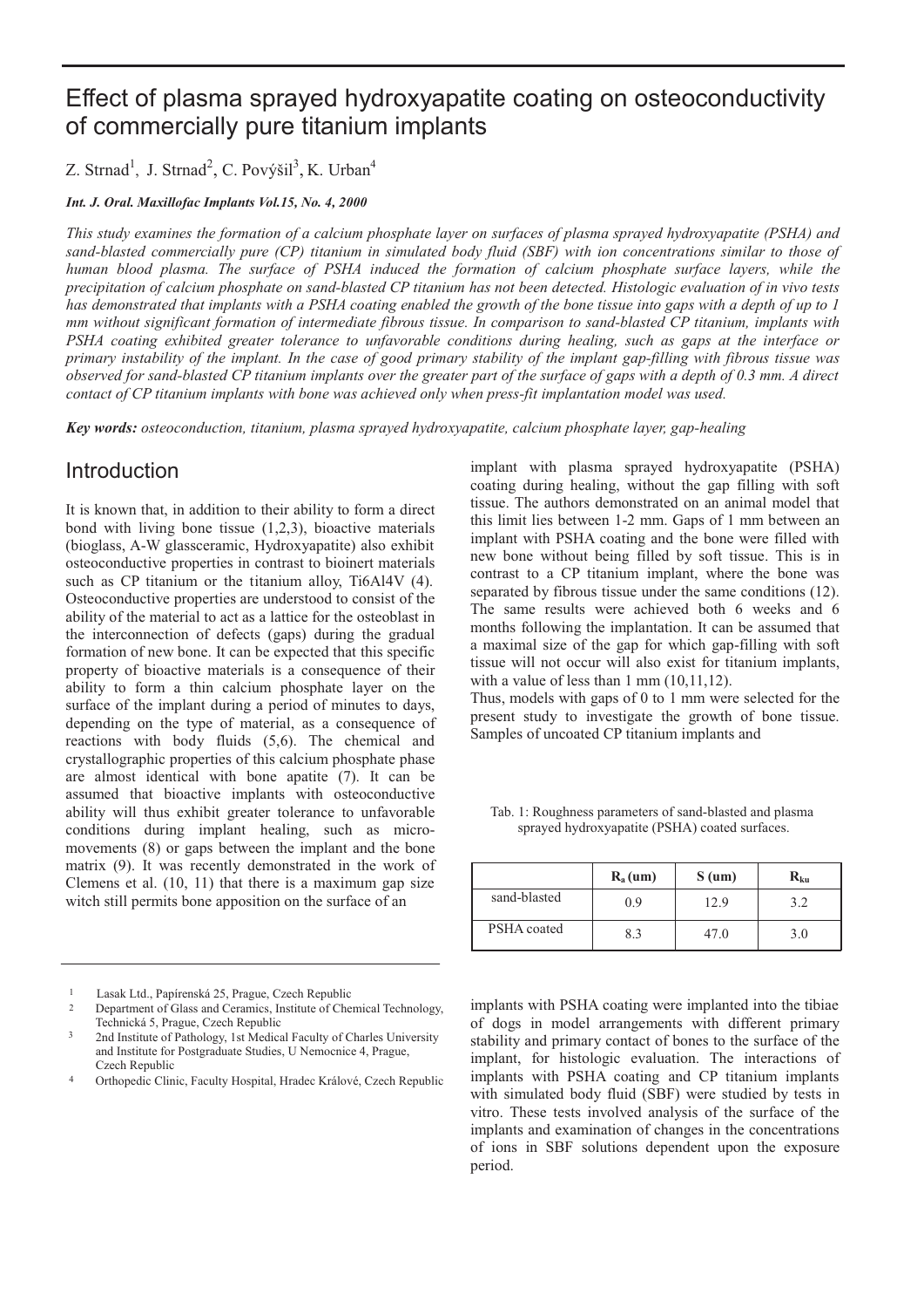# Effect of plasma sprayed hydroxyapatite coating on osteoconductivity of commercially pure titanium implants

Z. Strnad[1], J. Strnad[2], C. Povýšil[3], K. Urban[4]

***Int. J. Oral. Maxillofac Implants Vol.15, No. 4, 2000***

*This study examines the formation of a calcium phosphate layer on surfaces of plasma sprayed hydroxyapatite (PSHA) and sand-blasted commercially pure (CP) titanium in simulated body fluid (SBF) with ion concentrations similar to those of human blood plasma. The surface of PSHA induced the formation of calcium phosphate surface layers, while the precipitation of calcium phosphate on sand-blasted CP titanium has not been detected. Histologic evaluation of in vivo tests has demonstrated that implants with a PSHA coating enabled the growth of the bone tissue into gaps with a depth of up to 1 mm without significant formation of intermediate fibrous tissue. In comparison to sand-blasted CP titanium, implants with PSHA coating exhibited greater tolerance to unfavorable conditions during healing, such as gaps at the interface or primary instability of the implant. In the case of good primary stability of the implant gap-filling with fibrous tissue was observed for sand-blasted CP titanium implants over the greater part of the surface of gaps with a depth of 0.3 mm. A direct contact of CP titanium implants with bone was achieved only when press-fit implantation model was used.*

***Key words:*** *osteoconduction, titanium, plasma sprayed hydroxyapatite, calcium phosphate layer, gap-healing*

## Introduction

It is known that, in addition to their ability to form a direct bond with living bone tissue (1,2,3), bioactive materials (bioglass, A-W glassceramic, Hydroxyapatite) also exhibit osteoconductive properties in contrast to bioinert materials such as CP titanium or the titanium alloy, Ti6Al4V (4). Osteoconductive properties are understood to consist of the ability of the material to act as a lattice for the osteoblast in the interconnection of defects (gaps) during the gradual formation of new bone. It can be expected that this specific property of bioactive materials is a consequence of their ability to form a thin calcium phosphate layer on the surface of the implant during a period of minutes to days, depending on the type of material, as a consequence of reactions with body fluids (5,6). The chemical and crystallographic properties of this calcium phosphate phase are almost identical with bone apatite (7). It can be assumed that bioactive implants with osteoconductive ability will thus exhibit greater tolerance to unfavorable conditions during implant healing, such as micro-movements (8) or gaps between the implant and the bone matrix (9). It was recently demonstrated in the work of Clemens et al. (10, 11) that there is a maximum gap size witch still permits bone apposition on the surface of an implant with plasma sprayed hydroxyapatite (PSHA) coating during healing, without the gap filling with soft tissue. The authors demonstrated on an animal model that this limit lies between 1-2 mm. Gaps of 1 mm between an implant with PSHA coating and the bone were filled with new bone without being filled by soft tissue. This is in contrast to a CP titanium implant, where the bone was separated by fibrous tissue under the same conditions (12). The same results were achieved both 6 weeks and 6 months following the implantation. It can be assumed that a maximal size of the gap for which gap-filling with soft tissue will not occur will also exist for titanium implants, with a value of less than 1 mm (10,11,12).

Thus, models with gaps of 0 to 1 mm were selected for the present study to investigate the growth of bone tissue. Samples of uncoated CP titanium implants and implants with PSHA coating were implanted into the tibiae of dogs in model arrangements with different primary stability and primary contact of bones to the surface of the implant, for histologic evaluation. The interactions of implants with PSHA coating and CP titanium implants with simulated body fluid (SBF) were studied by tests in vitro. These tests involved analysis of the surface of the implants and examination of changes in the concentrations of ions in SBF solutions dependent upon the exposure period.

Tab. 1: Roughness parameters of sand-blasted and plasma sprayed hydroxyapatite (PSHA) coated surfaces.

| | $R_a$ (um) | S (um) | $R_{ku}$ |
|---|---|---|---|
| sand-blasted | 0.9 | 12.9 | 3.2 |
| PSHA coated | 8.3 | 47.0 | 3.0 |

[1] Lasak Ltd., Papírenská 25, Prague, Czech Republic

[2] Department of Glass and Ceramics, Institute of Chemical Technology, Technická 5, Prague, Czech Republic

[3] 2nd Institute of Pathology, 1st Medical Faculty of Charles University and Institute for Postgraduate Studies, U Nemocnice 4, Prague, Czech Republic

[4] Orthopedic Clinic, Faculty Hospital, Hradec Králové, Czech Republic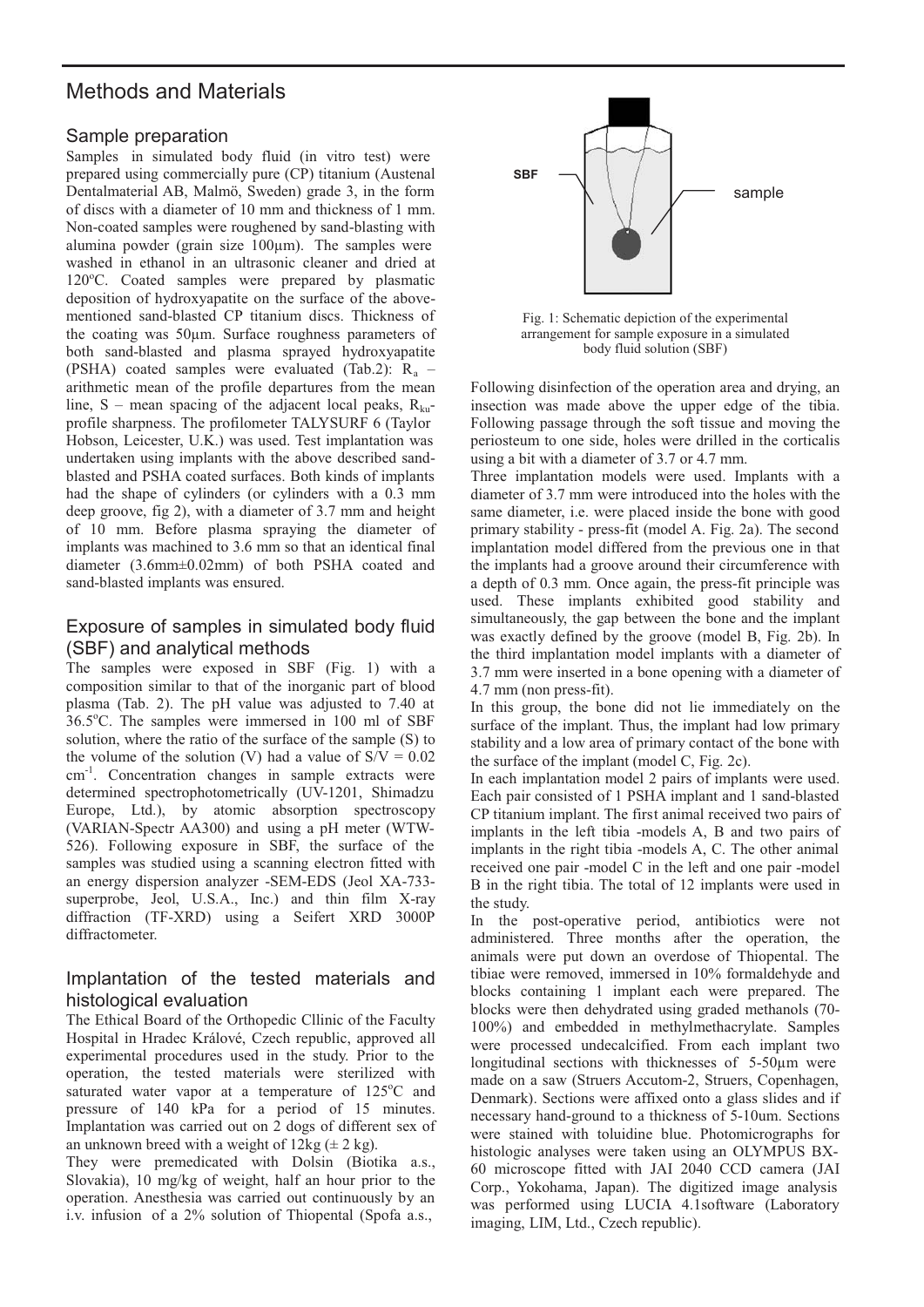## Methods and Materials

### Sample preparation

Samples in simulated body fluid (in vitro test) were prepared using commercially pure (CP) titanium (Austenal Dentalmaterial AB, Malmö, Sweden) grade 3, in the form of discs with a diameter of 10 mm and thickness of 1 mm. Non-coated samples were roughened by sand-blasting with alumina powder (grain size 100μm). The samples were washed in ethanol in an ultrasonic cleaner and dried at 120°C. Coated samples were prepared by plasmatic deposition of hydroxyapatite on the surface of the above-mentioned sand-blasted CP titanium discs. Thickness of the coating was 50μm. Surface roughness parameters of both sand-blasted and plasma sprayed hydroxyapatite (PSHA) coated samples were evaluated (Tab.2): $R_a$ – arithmetic mean of the profile departures from the mean line, S – mean spacing of the adjacent local peaks, $R_{ku}$- profile sharpness. The profilometer TALYSURF 6 (Taylor Hobson, Leicester, U.K.) was used. Test implantation was undertaken using implants with the above described sand-blasted and PSHA coated surfaces. Both kinds of implants had the shape of cylinders (or cylinders with a 0.3 mm deep groove, fig 2), with a diameter of 3.7 mm and height of 10 mm. Before plasma spraying the diameter of implants was machined to 3.6 mm so that an identical final diameter (3.6mm±0.02mm) of both PSHA coated and sand-blasted implants was ensured.

### Exposure of samples in simulated body fluid (SBF) and analytical methods

The samples were exposed in SBF (Fig. 1) with a composition similar to that of the inorganic part of blood plasma (Tab. 2). The pH value was adjusted to 7.40 at 36.5°C. The samples were immersed in 100 ml of SBF solution, where the ratio of the surface of the sample (S) to the volume of the solution (V) had a value of $S/V = 0.02$ $cm^{-1}$. Concentration changes in sample extracts were determined spectrophotometrically (UV-1201, Shimadzu Europe, Ltd.), by atomic absorption spectroscopy (VARIAN-Spectr AA300) and using a pH meter (WTW-526). Following exposure in SBF, the surface of the samples was studied using a scanning electron fitted with an energy dispersion analyzer -SEM-EDS (Jeol XA-733-superprobe, Jeol, U.S.A., Inc.) and thin film X-ray diffraction (TF-XRD) using a Seifert XRD 3000P diffractometer.

### Implantation of the tested materials and histological evaluation

The Ethical Board of the Orthopedic Cllinic of the Faculty Hospital in Hradec Králové, Czech republic, approved all experimental procedures used in the study. Prior to the operation, the tested materials were sterilized with saturated water vapor at a temperature of 125°C and pressure of 140 kPa for a period of 15 minutes. Implantation was carried out on 2 dogs of different sex of an unknown breed with a weight of 12kg (± 2 kg).

They were premedicated with Dolsin (Biotika a.s., Slovakia), 10 mg/kg of weight, half an hour prior to the operation. Anesthesia was carried out continuously by an i.v. infusion of a 2% solution of Thiopental (Spofa a.s.,

SBF — sample

Fig. 1: Schematic depiction of the experimental arrangement for sample exposure in a simulated body fluid solution (SBF)

Following disinfection of the operation area and drying, an insection was made above the upper edge of the tibia. Following passage through the soft tissue and moving the periosteum to one side, holes were drilled in the corticalis using a bit with a diameter of 3.7 or 4.7 mm.

Three implantation models were used. Implants with a diameter of 3.7 mm were introduced into the holes with the same diameter, i.e. were placed inside the bone with good primary stability - press-fit (model A. Fig. 2a). The second implantation model differed from the previous one in that the implants had a groove around their circumference with a depth of 0.3 mm. Once again, the press-fit principle was used. These implants exhibited good stability and simultaneously, the gap between the bone and the implant was exactly defined by the groove (model B, Fig. 2b). In the third implantation model implants with a diameter of 3.7 mm were inserted in a bone opening with a diameter of 4.7 mm (non press-fit).

In this group, the bone did not lie immediately on the surface of the implant. Thus, the implant had low primary stability and a low area of primary contact of the bone with the surface of the implant (model C, Fig. 2c).

In each implantation model 2 pairs of implants were used. Each pair consisted of 1 PSHA implant and 1 sand-blasted CP titanium implant. The first animal received two pairs of implants in the left tibia -models A, B and two pairs of implants in the right tibia -models A, C. The other animal received one pair -model C in the left and one pair -model B in the right tibia. The total of 12 implants were used in the study.

In the post-operative period, antibiotics were not administered. Three months after the operation, the animals were put down an overdose of Thiopental. The tibiae were removed, immersed in 10% formaldehyde and blocks containing 1 implant each were prepared. The blocks were then dehydrated using graded methanols (70-100%) and embedded in methylmethacrylate. Samples were processed undecalcified. From each implant two longitudinal sections with thicknesses of 5-50μm were made on a saw (Struers Accutom-2, Struers, Copenhagen, Denmark). Sections were affixed onto a glass slides and if necessary hand-ground to a thickness of 5-10um. Sections were stained with toluidine blue. Photomicrographs for histologic analyses were taken using an OLYMPUS BX-60 microscope fitted with JAI 2040 CCD camera (JAI Corp., Yokohama, Japan). The digitized image analysis was performed using LUCIA 4.1software (Laboratory imaging, LIM, Ltd., Czech republic).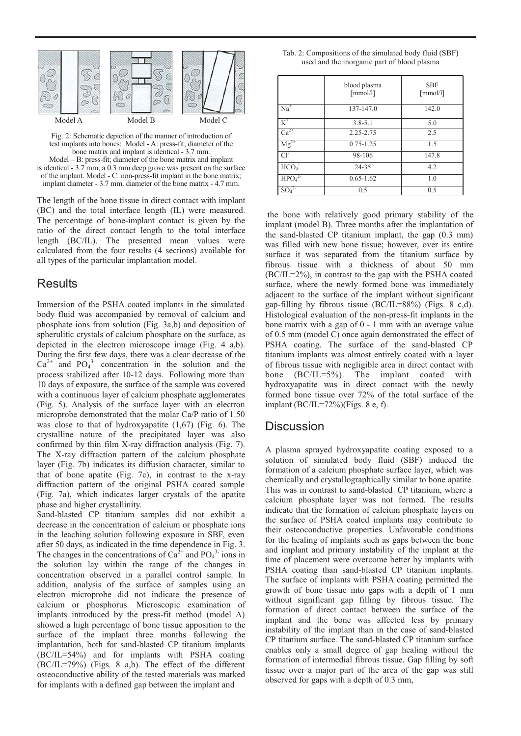Model A Model B Model C

Fig. 2: Schematic depiction of the manner of introduction of test implants into bones: Model - A: press-fit; diameter of the bone matrix and implant is identical - 3.7 mm. Model – B: press-fit; diameter of the bone matrix and implant is identical - 3.7 mm; a 0.3 mm deep grove was present on the surface of the implant. Model - C: non-press-fit implant in the bone matrix; implant diameter - 3.7 mm. diameter of the bone matrix - 4.7 mm.

The length of the bone tissue in direct contact with implant (BC) and the total interface length (IL) were measured. The percentage of bone-implant contact is given by the ratio of the direct contact length to the total interface length (BC/IL). The presented mean values were calculated from the four results (4 sections) available for all types of the particular implantation model.

## Results

Immersion of the PSHA coated implants in the simulated body fluid was accompanied by removal of calcium and phosphate ions from solution (Fig. 3a,b) and deposition of spherulitic crystals of calcium phosphate on the surface, as depicted in the electron microscope image (Fig. 4 a,b). During the first few days, there was a clear decrease of the $Ca^{2+}$ and $PO_4^{3-}$ concentration in the solution and the process stabilized after 10-12 days. Following more than 10 days of exposure, the surface of the sample was covered with a continuous layer of calcium phosphate agglomerates (Fig. 5). Analysis of the surface layer with an electron microprobe demonstrated that the molar Ca/P ratio of 1.50 was close to that of hydroxyapatite (1,67) (Fig. 6). The crystalline nature of the precipitated layer was also confirmed by thin film X-ray diffraction analysis (Fig. 7). The X-ray diffraction pattern of the calcium phosphate layer (Fig. 7b) indicates its diffusion character, similar to that of bone apatite (Fig. 7c), in contrast to the x-ray diffraction pattern of the original PSHA coated sample (Fig. 7a), which indicates larger crystals of the apatite phase and higher crystallinity.

Sand-blasted CP titanium samples did not exhibit a decrease in the concentration of calcium or phosphate ions in the leaching solution following exposure in SBF, even after 50 days, as indicated in the time dependence in Fig. 3. The changes in the concentrations of $Ca^{2+}$ and $PO_4^{3-}$ ions in the solution lay within the range of the changes in concentration observed in a parallel control sample. In addition, analysis of the surface of samples using an electron microprobe did not indicate the presence of calcium or phosphorus. Microscopic examination of implants introduced by the press-fit method (model A) showed a high percentage of bone tissue apposition to the surface of the implant three months following the implantation, both for sand-blasted CP titanium implants (BC/IL=54%) and for implants with PSHA coating (BC/IL=79%) (Figs. 8 a,b). The effect of the different osteoconductive ability of the tested materials was marked for implants with a defined gap between the implant and

Tab. 2: Compositions of the simulated body fluid (SBF) used and the inorganic part of blood plasma

| | blood plasma [mmol/l] | SBF [mmol/l] |
|---|---|---|
| $Na^+$ | 137-147.0 | 142.0 |
| $K^+$ | 3.8-5.1 | 5.0 |
| $Ca^{2+}$ | 2.25-2.75 | 2.5 |
| $Mg^{2+}$ | 0.75-1.25 | 1.5 |
| $Cl^-$ | 98-106 | 147.8 |
| $HCO_3^-$ | 24-35 | 4.2 |
| $HPO_4^{2-}$ | 0.65-1.62 | 1.0 |
| $SO_4^{2-}$ | 0.5 | 0.5 |

the bone with relatively good primary stability of the implant (model B). Three months after the implantation of the sand-blasted CP titanium implant, the gap (0.3 mm) was filled with new bone tissue; however, over its entire surface it was separated from the titanium surface by fibrous tissue with a thickness of about 50 mm (BC/IL=2%), in contrast to the gap with the PSHA coated surface, where the newly formed bone was immediately adjacent to the surface of the implant without significant gap-filling by fibrous tissue (BC/IL=88%) (Figs. 8 c,d). Histological evaluation of the non-press-fit implants in the bone matrix with a gap of 0 - 1 mm with an average value of 0.5 mm (model C) once again demonstrated the effect of PSHA coating. The surface of the sand-blasted CP titanium implants was almost entirely coated with a layer of fibrous tissue with negligible area in direct contact with bone (BC/IL=5%). The implant coated with hydroxyapatite was in direct contact with the newly formed bone tissue over 72% of the total surface of the implant (BC/IL=72%)(Figs. 8 e, f).

## Discussion

A plasma sprayed hydroxyapatite coating exposed to a solution of simulated body fluid (SBF) induced the formation of a calcium phosphate surface layer, which was chemically and crystallographically similar to bone apatite. This was in contrast to sand-blasted CP titanium, where a calcium phosphate layer was not formed. The results indicate that the formation of calcium phosphate layers on the surface of PSHA coated implants may contribute to their osteoconductive properties. Unfavorable conditions for the healing of implants such as gaps between the bone and implant and primary instability of the implant at the time of placement were overcome better by implants with PSHA coating than sand-blasted CP titanium implants. The surface of implants with PSHA coating permitted the growth of bone tissue into gaps with a depth of 1 mm without significant gap filling by fibrous tissue. The formation of direct contact between the surface of the implant and the bone was affected less by primary instability of the implant than in the case of sand-blasted CP titanium surface. The sand-blasted CP titanium surface enables only a small degree of gap healing without the formation of intermedial fibrous tissue. Gap filling by soft tissue over a major part of the area of the gap was still observed for gaps with a depth of 0.3 mm,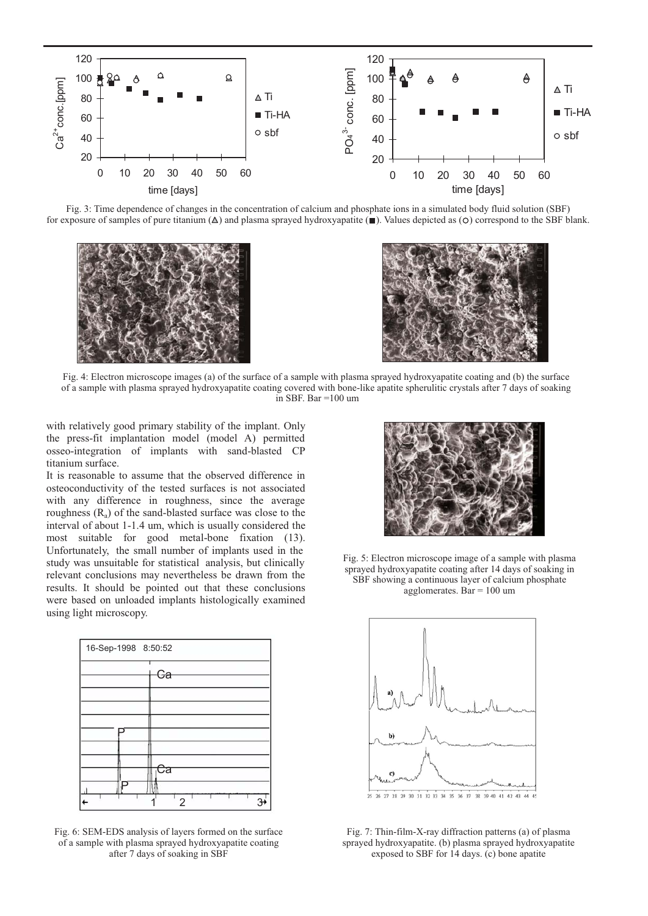Fig. 3: Time dependence of changes in the concentration of calcium and phosphate ions in a simulated body fluid solution (SBF) for exposure of samples of pure titanium (Δ) and plasma sprayed hydroxyapatite (■). Values depicted as (○) correspond to the SBF blank.

Fig. 4: Electron microscope images (a) of the surface of a sample with plasma sprayed hydroxyapatite coating and (b) the surface of a sample with plasma sprayed hydroxyapatite coating covered with bone-like apatite spherulitic crystals after 7 days of soaking in SBF. Bar =100 um

with relatively good primary stability of the implant. Only the press-fit implantation model (model A) permitted osseo-integration of implants with sand-blasted CP titanium surface.

It is reasonable to assume that the observed difference in osteoconductivity of the tested surfaces is not associated with any difference in roughness, since the average roughness ($R_a$) of the sand-blasted surface was close to the interval of about 1-1.4 um, which is usually considered the most suitable for good metal-bone fixation (13). Unfortunately, the small number of implants used in the study was unsuitable for statistical analysis, but clinically relevant conclusions may nevertheless be drawn from the results. It should be pointed out that these conclusions were based on unloaded implants histologically examined using light microscopy.

Fig. 5: Electron microscope image of a sample with plasma sprayed hydroxyapatite coating after 14 days of soaking in SBF showing a continuous layer of calcium phosphate agglomerates. Bar = 100 um

Fig. 6: SEM-EDS analysis of layers formed on the surface of a sample with plasma sprayed hydroxyapatite coating after 7 days of soaking in SBF

Fig. 7: Thin-film-X-ray diffraction patterns (a) of plasma sprayed hydroxyapatite. (b) plasma sprayed hydroxyapatite exposed to SBF for 14 days. (c) bone apatite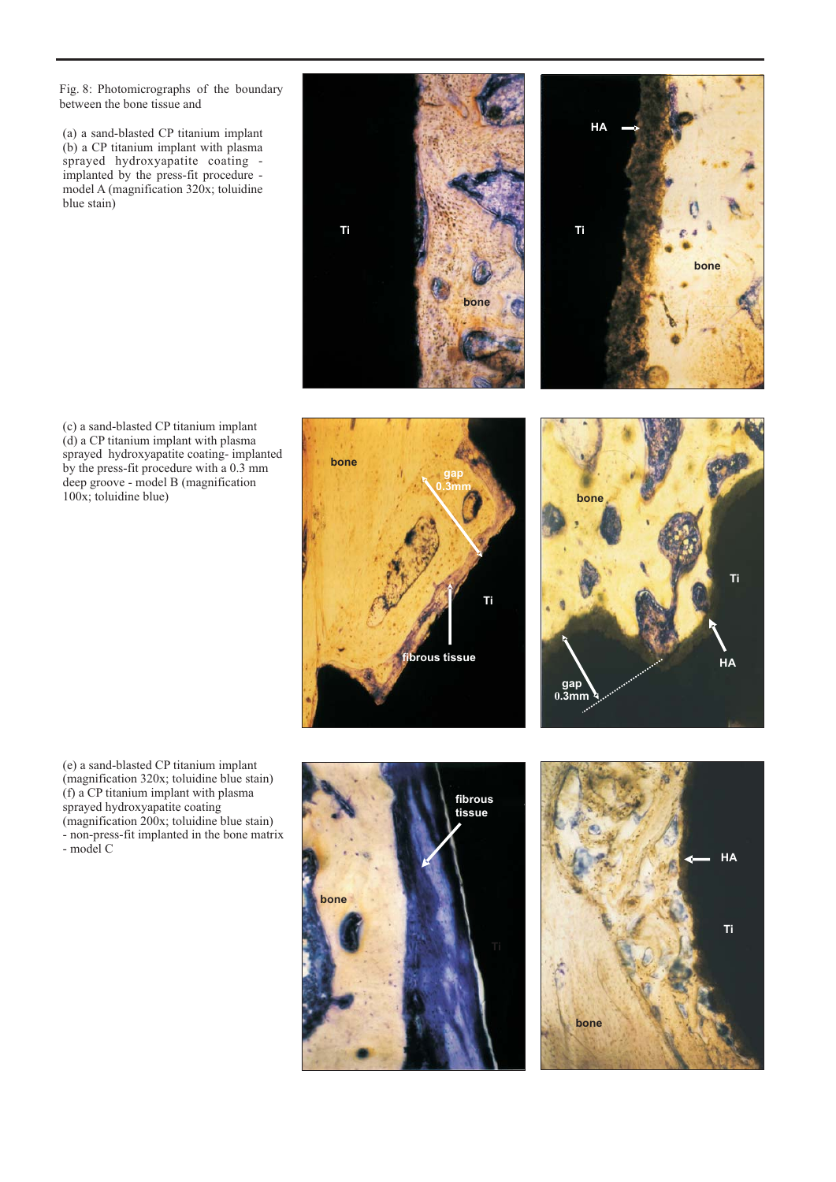Fig. 8: Photomicrographs of the boundary between the bone tissue and

(a) a sand-blasted CP titanium implant
(b) a CP titanium implant with plasma sprayed hydroxyapatite coating - implanted by the press-fit procedure - model A (magnification 320x; toluidine blue stain)

(c) a sand-blasted CP titanium implant
(d) a CP titanium implant with plasma sprayed hydroxyapatite coating- implanted by the press-fit procedure with a 0.3 mm deep groove - model B (magnification 100x; toluidine blue)

(e) a sand-blasted CP titanium implant (magnification 320x; toluidine blue stain)
(f) a CP titanium implant with plasma sprayed hydroxyapatite coating (magnification 200x; toluidine blue stain) - non-press-fit implanted in the bone matrix - model C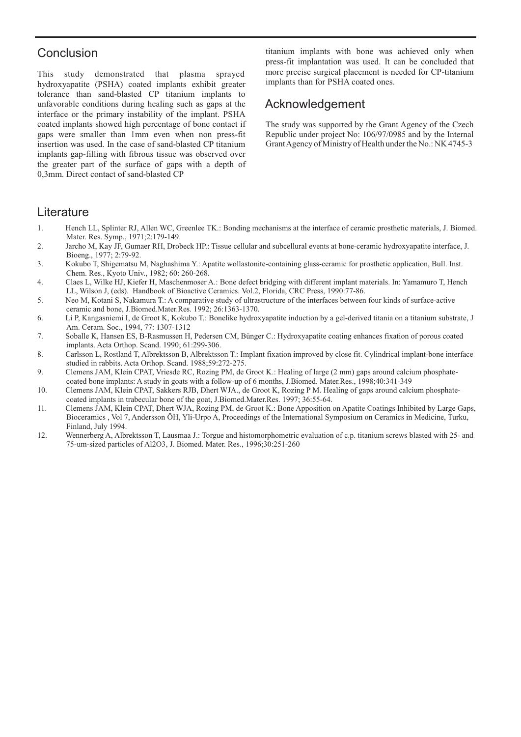## Conclusion

This study demonstrated that plasma sprayed hydroxyapatite (PSHA) coated implants exhibit greater tolerance than sand-blasted CP titanium implants to unfavorable conditions during healing such as gaps at the interface or the primary instability of the implant. PSHA coated implants showed high percentage of bone contact if gaps were smaller than 1mm even when non press-fit insertion was used. In the case of sand-blasted CP titanium implants gap-filling with fibrous tissue was observed over the greater part of the surface of gaps with a depth of 0,3mm. Direct contact of sand-blasted CP titanium implants with bone was achieved only when press-fit implantation was used. It can be concluded that more precise surgical placement is needed for CP-titanium implants than for PSHA coated ones.

## Acknowledgement

The study was supported by the Grant Agency of the Czech Republic under project No: 106/97/0985 and by the Internal Grant Agency of Ministry of Health under the No.: NK 4745-3

## Literature

1. Hench LL, Splinter RJ, Allen WC, Greenlee TK.: Bonding mechanisms at the interface of ceramic prosthetic materials, J. Biomed. Mater. Res. Symp., 1971;2:179-149.
2. Jarcho M, Kay JF, Gumaer RH, Drobeck HP.: Tissue cellular and subcellural events at bone-ceramic hydroxyapatite interface, J. Bioeng., 1977; 2:79-92.
3. Kokubo T, Shigematsu M, Naghashima Y.: Apatite wollastonite-containing glass-ceramic for prosthetic application, Bull. Inst. Chem. Res., Kyoto Univ., 1982; 60: 260-268.
4. Claes L, Wilke HJ, Kiefer H, Maschenmoser A.: Bone defect bridging with different implant materials. In: Yamamuro T, Hench LL, Wilson J, (eds). Handbook of Bioactive Ceramics. Vol.2, Florida, CRC Press, 1990:77-86.
5. Neo M, Kotani S, Nakamura T.: A comparative study of ultrastructure of the interfaces between four kinds of surface-active ceramic and bone, J.Biomed.Mater.Res. 1992; 26:1363-1370.
6. Li P, Kangasniemi I, de Groot K, Kokubo T.: Bonelike hydroxyapatite induction by a gel-derived titania on a titanium substrate, J Am. Ceram. Soc., 1994, 77: 1307-1312
7. Soballe K, Hansen ES, B-Rasmussen H, Pedersen CM, Bünger C.: Hydroxyapatite coating enhances fixation of porous coated implants. Acta Orthop. Scand. 1990; 61:299-306.
8. Carlsson L, Rostland T, Albrektsson B, Albrektsson T.: Implant fixation improved by close fit. Cylindrical implant-bone interface studied in rabbits. Acta Orthop. Scand. 1988;59:272-275.
9. Clemens JAM, Klein CPAT, Vriesde RC, Rozing PM, de Groot K.: Healing of large (2 mm) gaps around calcium phosphate-coated bone implants: A study in goats with a follow-up of 6 months, J.Biomed. Mater.Res., 1998;40:341-349
10. Clemens JAM, Klein CPAT, Sakkers RJB, Dhert WJA., de Groot K, Rozing P M. Healing of gaps around calcium phosphate-coated implants in trabecular bone of the goat, J.Biomed.Mater.Res. 1997; 36:55-64.
11. Clemens JAM, Klein CPAT, Dhert WJA, Rozing PM, de Groot K.: Bone Apposition on Apatite Coatings Inhibited by Large Gaps, Bioceramics , Vol 7, Andersson ÖH, Yli-Urpo A, Proceedings of the International Symposium on Ceramics in Medicine, Turku, Finland, July 1994.
12. Wennerberg A, Albrektsson T, Lausmaa J.: Torgue and histomorphometric evaluation of c.p. titanium screws blasted with 25- and 75-um-sized particles of $Al_2O_3$, J. Biomed. Mater. Res., 1996;30:251-260